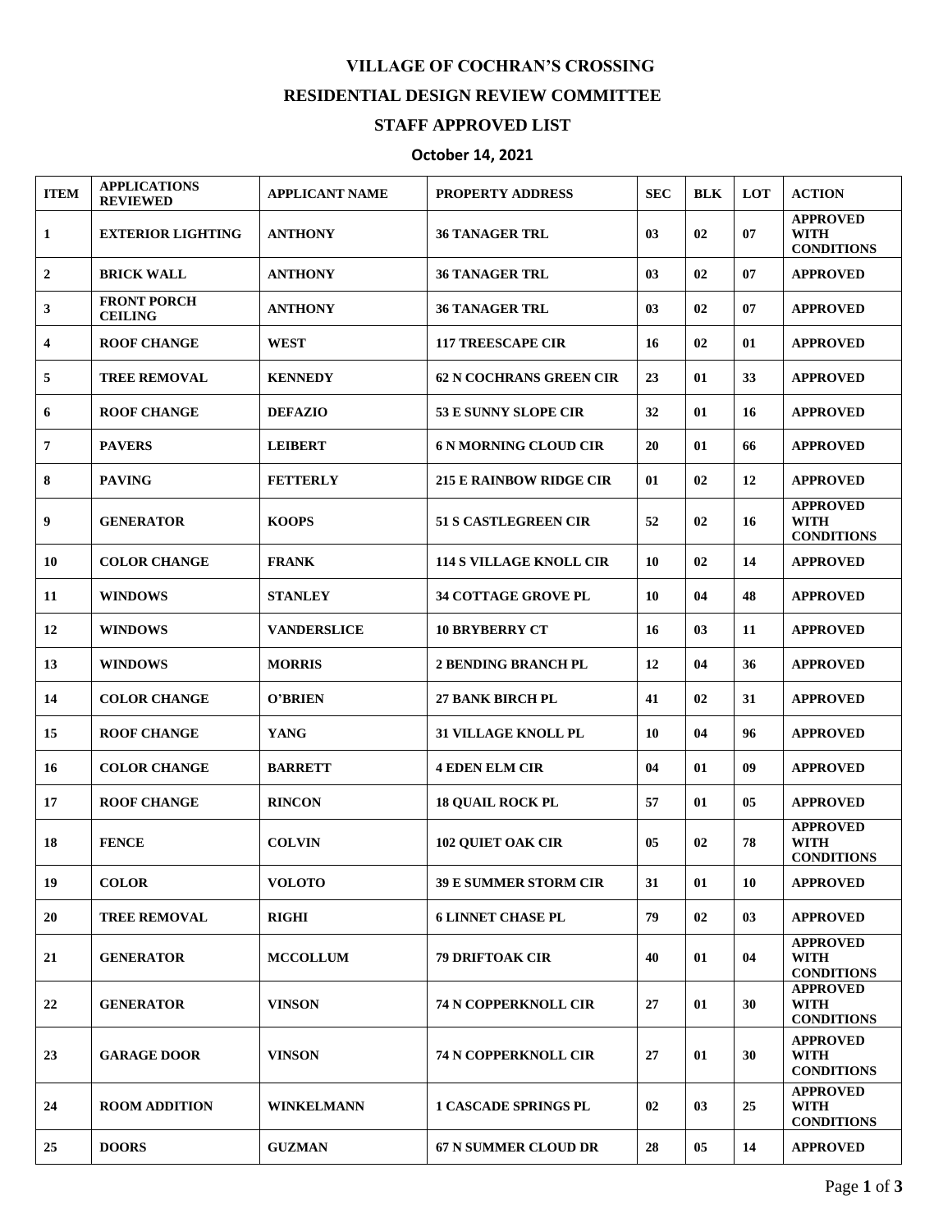# VILLAGE OF COCHRAN'S CROSSING

## RESIDENTIAL DESIGN REVIEW COMMITTEE

## STAFF APPROVED LIST

### October 14, 2021

| ITEM | APPLICATIONS REVIEWED | APPLICANT NAME | PROPERTY ADDRESS | SEC | BLK | LOT | ACTION |
|---|---|---|---|---|---|---|---|
| 1 | EXTERIOR LIGHTING | ANTHONY | 36 TANAGER TRL | 03 | 02 | 07 | APPROVED WITH CONDITIONS |
| 2 | BRICK WALL | ANTHONY | 36 TANAGER TRL | 03 | 02 | 07 | APPROVED |
| 3 | FRONT PORCH CEILING | ANTHONY | 36 TANAGER TRL | 03 | 02 | 07 | APPROVED |
| 4 | ROOF CHANGE | WEST | 117 TREESCAPE CIR | 16 | 02 | 01 | APPROVED |
| 5 | TREE REMOVAL | KENNEDY | 62 N COCHRANS GREEN CIR | 23 | 01 | 33 | APPROVED |
| 6 | ROOF CHANGE | DEFAZIO | 53 E SUNNY SLOPE CIR | 32 | 01 | 16 | APPROVED |
| 7 | PAVERS | LEIBERT | 6 N MORNING CLOUD CIR | 20 | 01 | 66 | APPROVED |
| 8 | PAVING | FETTERLY | 215 E RAINBOW RIDGE CIR | 01 | 02 | 12 | APPROVED |
| 9 | GENERATOR | KOOPS | 51 S CASTLEGREEN CIR | 52 | 02 | 16 | APPROVED WITH CONDITIONS |
| 10 | COLOR CHANGE | FRANK | 114 S VILLAGE KNOLL CIR | 10 | 02 | 14 | APPROVED |
| 11 | WINDOWS | STANLEY | 34 COTTAGE GROVE PL | 10 | 04 | 48 | APPROVED |
| 12 | WINDOWS | VANDERSLICE | 10 BRYBERRY CT | 16 | 03 | 11 | APPROVED |
| 13 | WINDOWS | MORRIS | 2 BENDING BRANCH PL | 12 | 04 | 36 | APPROVED |
| 14 | COLOR CHANGE | O'BRIEN | 27 BANK BIRCH PL | 41 | 02 | 31 | APPROVED |
| 15 | ROOF CHANGE | YANG | 31 VILLAGE KNOLL PL | 10 | 04 | 96 | APPROVED |
| 16 | COLOR CHANGE | BARRETT | 4 EDEN ELM CIR | 04 | 01 | 09 | APPROVED |
| 17 | ROOF CHANGE | RINCON | 18 QUAIL ROCK PL | 57 | 01 | 05 | APPROVED |
| 18 | FENCE | COLVIN | 102 QUIET OAK CIR | 05 | 02 | 78 | APPROVED WITH CONDITIONS |
| 19 | COLOR | VOLOTO | 39 E SUMMER STORM CIR | 31 | 01 | 10 | APPROVED |
| 20 | TREE REMOVAL | RIGHI | 6 LINNET CHASE PL | 79 | 02 | 03 | APPROVED |
| 21 | GENERATOR | MCCOLLUM | 79 DRIFTOAK CIR | 40 | 01 | 04 | APPROVED WITH CONDITIONS |
| 22 | GENERATOR | VINSON | 74 N COPPERKNOLL CIR | 27 | 01 | 30 | APPROVED WITH CONDITIONS |
| 23 | GARAGE DOOR | VINSON | 74 N COPPERKNOLL CIR | 27 | 01 | 30 | APPROVED WITH CONDITIONS |
| 24 | ROOM ADDITION | WINKELMANN | 1 CASCADE SPRINGS PL | 02 | 03 | 25 | APPROVED WITH CONDITIONS |
| 25 | DOORS | GUZMAN | 67 N SUMMER CLOUD DR | 28 | 05 | 14 | APPROVED |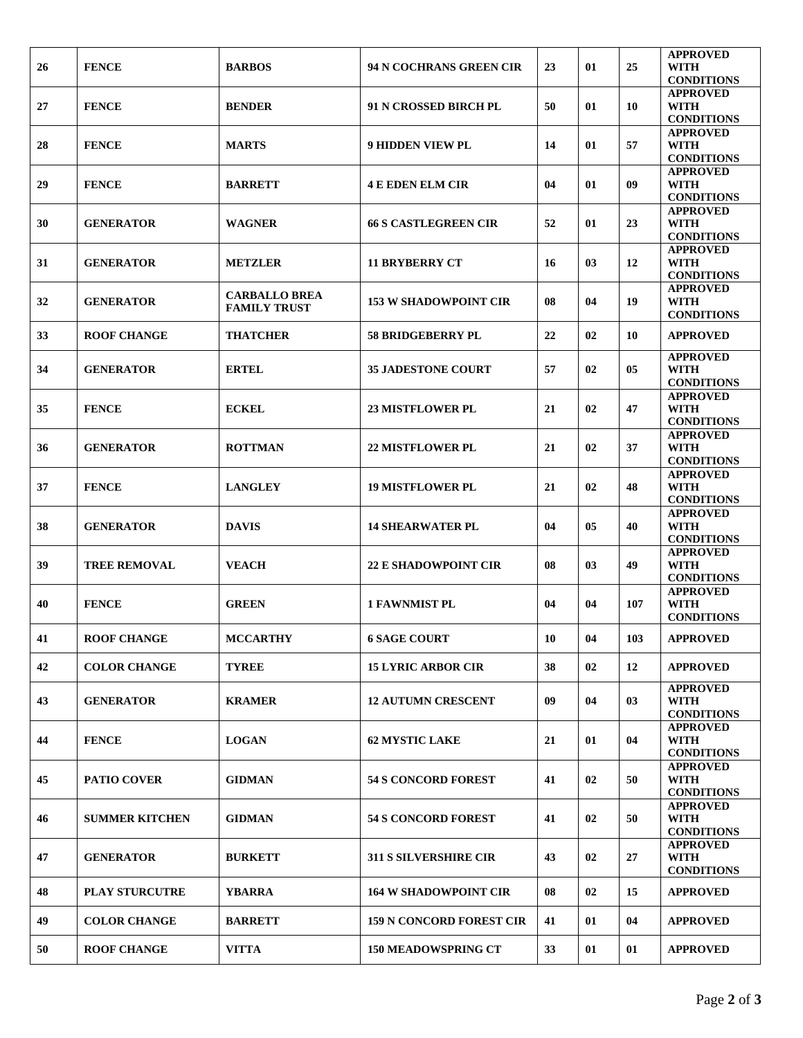| 26 | FENCE | BARBOS | 94 N COCHRANS GREEN CIR | 23 | 01 | 25 | APPROVED WITH CONDITIONS |
|---|---|---|---|---|---|---|---|
| 27 | FENCE | BENDER | 91 N CROSSED BIRCH PL | 50 | 01 | 10 | APPROVED WITH CONDITIONS |
| 28 | FENCE | MARTS | 9 HIDDEN VIEW PL | 14 | 01 | 57 | APPROVED WITH CONDITIONS |
| 29 | FENCE | BARRETT | 4 E EDEN ELM CIR | 04 | 01 | 09 | APPROVED WITH CONDITIONS |
| 30 | GENERATOR | WAGNER | 66 S CASTLEGREEN CIR | 52 | 01 | 23 | APPROVED WITH CONDITIONS |
| 31 | GENERATOR | METZLER | 11 BRYBERRY CT | 16 | 03 | 12 | APPROVED WITH CONDITIONS |
| 32 | GENERATOR | CARBALLO BREA FAMILY TRUST | 153 W SHADOWPOINT CIR | 08 | 04 | 19 | APPROVED WITH CONDITIONS |
| 33 | ROOF CHANGE | THATCHER | 58 BRIDGEBERRY PL | 22 | 02 | 10 | APPROVED |
| 34 | GENERATOR | ERTEL | 35 JADESTONE COURT | 57 | 02 | 05 | APPROVED WITH CONDITIONS |
| 35 | FENCE | ECKEL | 23 MISTFLOWER PL | 21 | 02 | 47 | APPROVED WITH CONDITIONS |
| 36 | GENERATOR | ROTTMAN | 22 MISTFLOWER PL | 21 | 02 | 37 | APPROVED WITH CONDITIONS |
| 37 | FENCE | LANGLEY | 19 MISTFLOWER PL | 21 | 02 | 48 | APPROVED WITH CONDITIONS |
| 38 | GENERATOR | DAVIS | 14 SHEARWATER PL | 04 | 05 | 40 | APPROVED WITH CONDITIONS |
| 39 | TREE REMOVAL | VEACH | 22 E SHADOWPOINT CIR | 08 | 03 | 49 | APPROVED WITH CONDITIONS |
| 40 | FENCE | GREEN | 1 FAWNMIST PL | 04 | 04 | 107 | APPROVED WITH CONDITIONS |
| 41 | ROOF CHANGE | MCCARTHY | 6 SAGE COURT | 10 | 04 | 103 | APPROVED |
| 42 | COLOR CHANGE | TYREE | 15 LYRIC ARBOR CIR | 38 | 02 | 12 | APPROVED |
| 43 | GENERATOR | KRAMER | 12 AUTUMN CRESCENT | 09 | 04 | 03 | APPROVED WITH CONDITIONS |
| 44 | FENCE | LOGAN | 62 MYSTIC LAKE | 21 | 01 | 04 | APPROVED WITH CONDITIONS |
| 45 | PATIO COVER | GIDMAN | 54 S CONCORD FOREST | 41 | 02 | 50 | APPROVED WITH CONDITIONS |
| 46 | SUMMER KITCHEN | GIDMAN | 54 S CONCORD FOREST | 41 | 02 | 50 | APPROVED WITH CONDITIONS |
| 47 | GENERATOR | BURKETT | 311 S SILVERSHIRE CIR | 43 | 02 | 27 | APPROVED WITH CONDITIONS |
| 48 | PLAY STURCUTRE | YBARRA | 164 W SHADOWPOINT CIR | 08 | 02 | 15 | APPROVED |
| 49 | COLOR CHANGE | BARRETT | 159 N CONCORD FOREST CIR | 41 | 01 | 04 | APPROVED |
| 50 | ROOF CHANGE | VITTA | 150 MEADOWSPRING CT | 33 | 01 | 01 | APPROVED |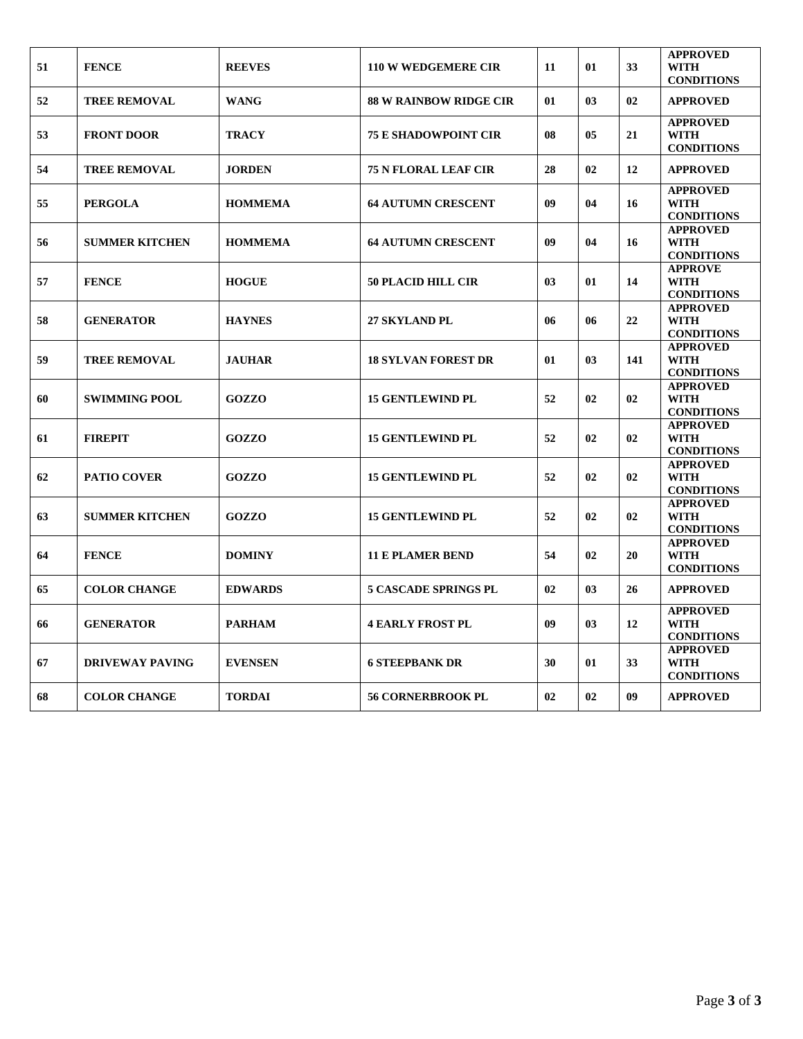| | | | | | | | |
|---|---|---|---|---|---|---|---|
| 51 | FENCE | REEVES | 110 W WEDGEMERE CIR | 11 | 01 | 33 | APPROVED WITH CONDITIONS |
| 52 | TREE REMOVAL | WANG | 88 W RAINBOW RIDGE CIR | 01 | 03 | 02 | APPROVED |
| 53 | FRONT DOOR | TRACY | 75 E SHADOWPOINT CIR | 08 | 05 | 21 | APPROVED WITH CONDITIONS |
| 54 | TREE REMOVAL | JORDEN | 75 N FLORAL LEAF CIR | 28 | 02 | 12 | APPROVED |
| 55 | PERGOLA | HOMMEMA | 64 AUTUMN CRESCENT | 09 | 04 | 16 | APPROVED WITH CONDITIONS |
| 56 | SUMMER KITCHEN | HOMMEMA | 64 AUTUMN CRESCENT | 09 | 04 | 16 | APPROVED WITH CONDITIONS |
| 57 | FENCE | HOGUE | 50 PLACID HILL CIR | 03 | 01 | 14 | APPROVE WITH CONDITIONS |
| 58 | GENERATOR | HAYNES | 27 SKYLAND PL | 06 | 06 | 22 | APPROVED WITH CONDITIONS |
| 59 | TREE REMOVAL | JAUHAR | 18 SYLVAN FOREST DR | 01 | 03 | 141 | APPROVED WITH CONDITIONS |
| 60 | SWIMMING POOL | GOZZO | 15 GENTLEWIND PL | 52 | 02 | 02 | APPROVED WITH CONDITIONS |
| 61 | FIREPIT | GOZZO | 15 GENTLEWIND PL | 52 | 02 | 02 | APPROVED WITH CONDITIONS |
| 62 | PATIO COVER | GOZZO | 15 GENTLEWIND PL | 52 | 02 | 02 | APPROVED WITH CONDITIONS |
| 63 | SUMMER KITCHEN | GOZZO | 15 GENTLEWIND PL | 52 | 02 | 02 | APPROVED WITH CONDITIONS |
| 64 | FENCE | DOMINY | 11 E PLAMER BEND | 54 | 02 | 20 | APPROVED WITH CONDITIONS |
| 65 | COLOR CHANGE | EDWARDS | 5 CASCADE SPRINGS PL | 02 | 03 | 26 | APPROVED |
| 66 | GENERATOR | PARHAM | 4 EARLY FROST PL | 09 | 03 | 12 | APPROVED WITH CONDITIONS |
| 67 | DRIVEWAY PAVING | EVENSEN | 6 STEEPBANK DR | 30 | 01 | 33 | APPROVED WITH CONDITIONS |
| 68 | COLOR CHANGE | TORDAI | 56 CORNERBROOK PL | 02 | 02 | 09 | APPROVED |